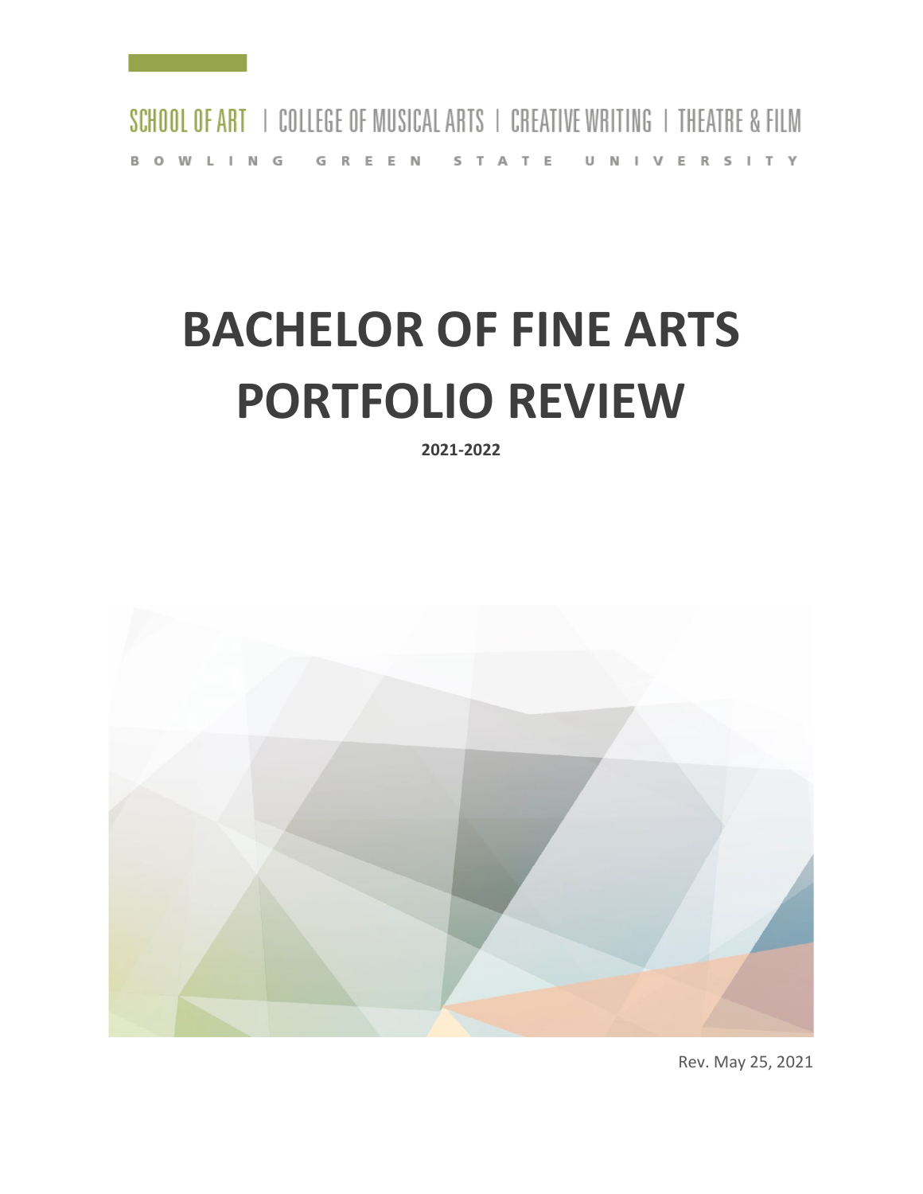SCHOOL OF ART | COLLEGE OF MUSICAL ARTS | CREATIVE WRITING | THEATRE & FILM

BOWLING GREEN STATE UNIVERSITY

# BACHELOR OF FINE ARTS PORTFOLIO REVIEW

**2021-2022**

Rev. May 25, 2021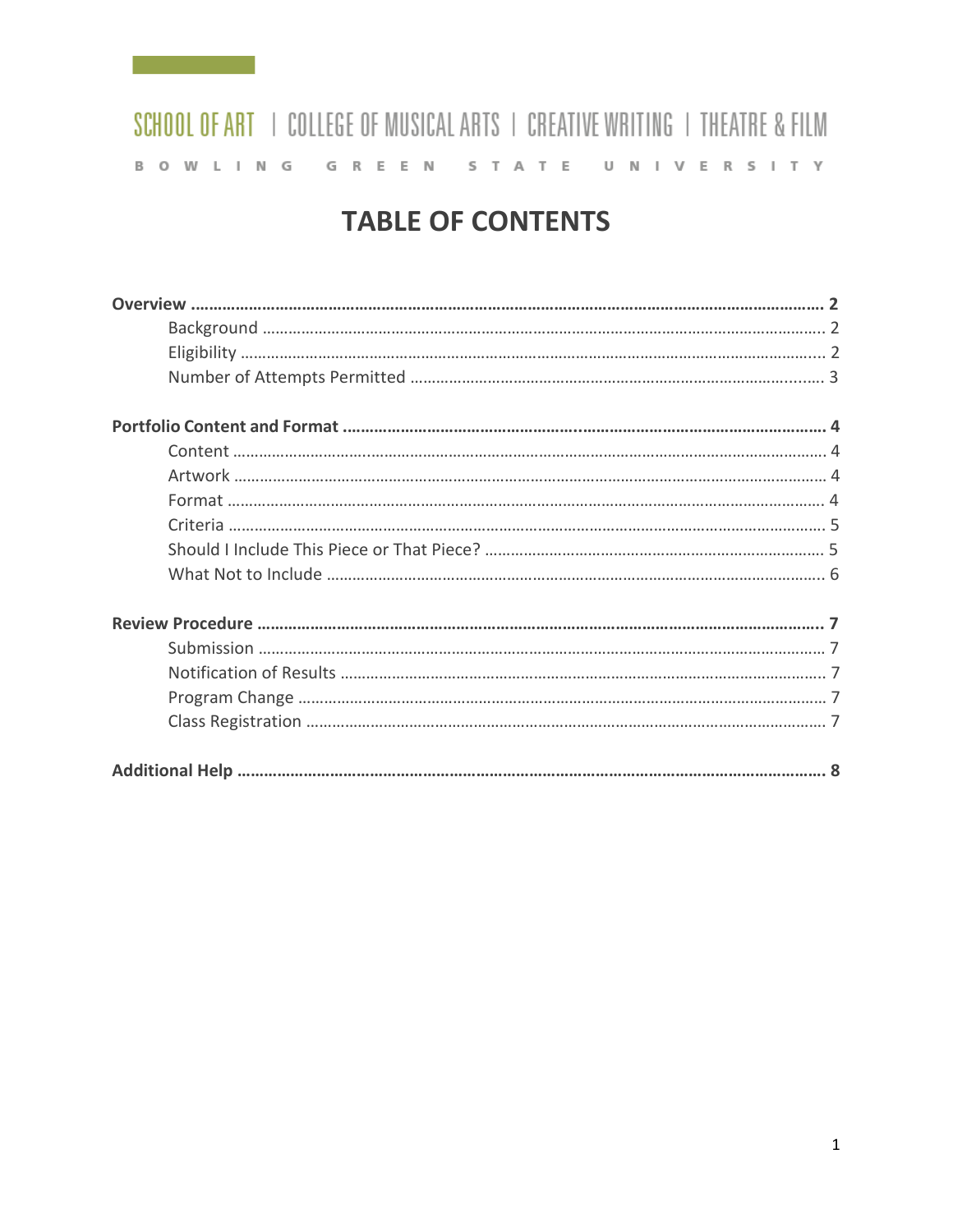SCHOOL OF ART | COLLEGE OF MUSICAL ARTS | CREATIVE WRITING | THEATRE & FILM

BOWLING GREEN STATE UNIVERSITY

# TABLE OF CONTENTS

**Overview** ........................................................................ **2**
- Background ........................................................................ 2
- Eligibility ........................................................................ 2
- Number of Attempts Permitted ........................................................................ 3

**Portfolio Content and Format** ........................................................................ **4**
- Content ........................................................................ 4
- Artwork ........................................................................ 4
- Format ........................................................................ 4
- Criteria ........................................................................ 5
- Should I Include This Piece or That Piece? ........................................................................ 5
- What Not to Include ........................................................................ 6

**Review Procedure** ........................................................................ **7**
- Submission ........................................................................ 7
- Notification of Results ........................................................................ 7
- Program Change ........................................................................ 7
- Class Registration ........................................................................ 7

**Additional Help** ........................................................................ **8**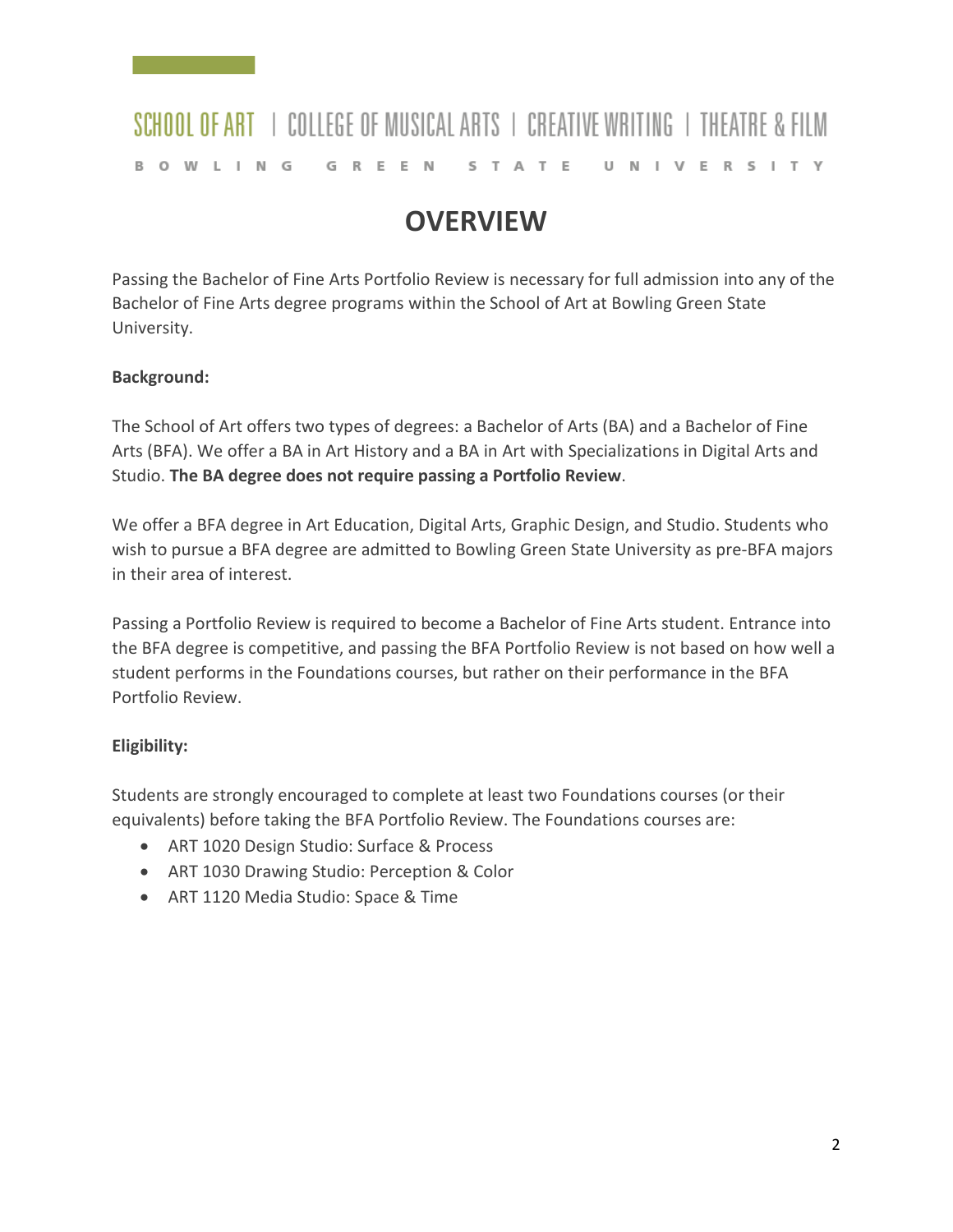# OVERVIEW

Passing the Bachelor of Fine Arts Portfolio Review is necessary for full admission into any of the Bachelor of Fine Arts degree programs within the School of Art at Bowling Green State University.

**Background:**

The School of Art offers two types of degrees: a Bachelor of Arts (BA) and a Bachelor of Fine Arts (BFA). We offer a BA in Art History and a BA in Art with Specializations in Digital Arts and Studio. **The BA degree does not require passing a Portfolio Review**.

We offer a BFA degree in Art Education, Digital Arts, Graphic Design, and Studio. Students who wish to pursue a BFA degree are admitted to Bowling Green State University as pre-BFA majors in their area of interest.

Passing a Portfolio Review is required to become a Bachelor of Fine Arts student. Entrance into the BFA degree is competitive, and passing the BFA Portfolio Review is not based on how well a student performs in the Foundations courses, but rather on their performance in the BFA Portfolio Review.

**Eligibility:**

Students are strongly encouraged to complete at least two Foundations courses (or their equivalents) before taking the BFA Portfolio Review. The Foundations courses are:

- ART 1020 Design Studio: Surface & Process
- ART 1030 Drawing Studio: Perception & Color
- ART 1120 Media Studio: Space & Time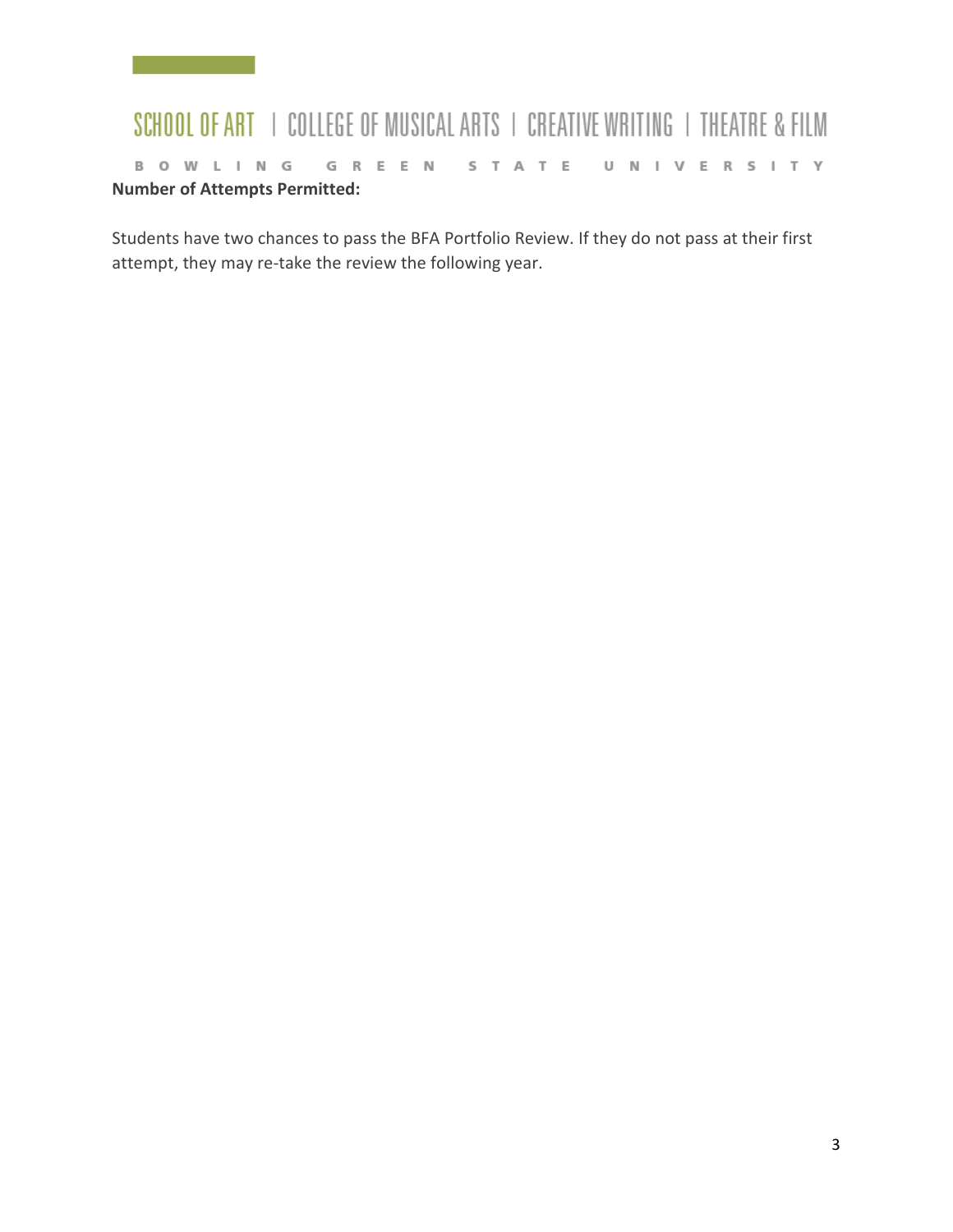**Number of Attempts Permitted:**

Students have two chances to pass the BFA Portfolio Review. If they do not pass at their first attempt, they may re-take the review the following year.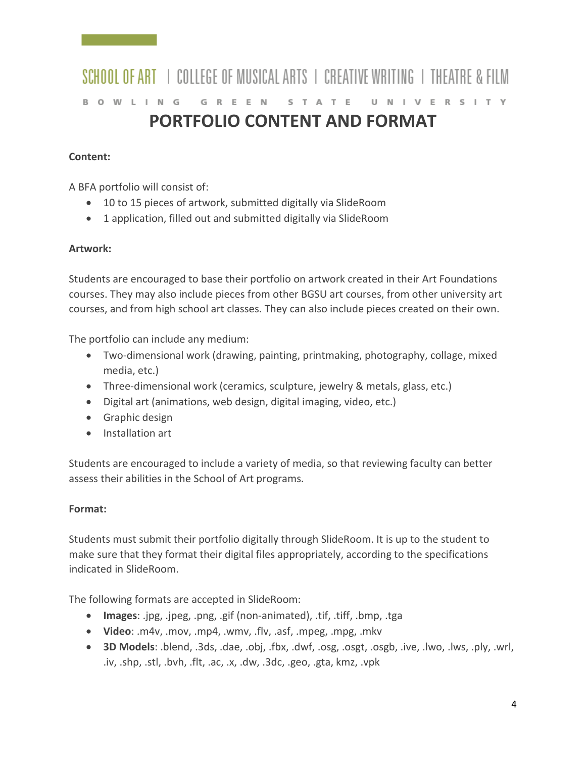# PORTFOLIO CONTENT AND FORMAT

**Content:**

A BFA portfolio will consist of:

- 10 to 15 pieces of artwork, submitted digitally via SlideRoom
- 1 application, filled out and submitted digitally via SlideRoom

**Artwork:**

Students are encouraged to base their portfolio on artwork created in their Art Foundations courses. They may also include pieces from other BGSU art courses, from other university art courses, and from high school art classes. They can also include pieces created on their own.

The portfolio can include any medium:

- Two-dimensional work (drawing, painting, printmaking, photography, collage, mixed media, etc.)
- Three-dimensional work (ceramics, sculpture, jewelry & metals, glass, etc.)
- Digital art (animations, web design, digital imaging, video, etc.)
- Graphic design
- Installation art

Students are encouraged to include a variety of media, so that reviewing faculty can better assess their abilities in the School of Art programs.

**Format:**

Students must submit their portfolio digitally through SlideRoom. It is up to the student to make sure that they format their digital files appropriately, according to the specifications indicated in SlideRoom.

The following formats are accepted in SlideRoom:

- **Images**: .jpg, .jpeg, .png, .gif (non-animated), .tif, .tiff, .bmp, .tga
- **Video**: .m4v, .mov, .mp4, .wmv, .flv, .asf, .mpeg, .mpg, .mkv
- **3D Models**: .blend, .3ds, .dae, .obj, .fbx, .dwf, .osg, .osgt, .osgb, .ive, .lwo, .lws, .ply, .wrl, .iv, .shp, .stl, .bvh, .flt, .ac, .x, .dw, .3dc, .geo, .gta, kmz, .vpk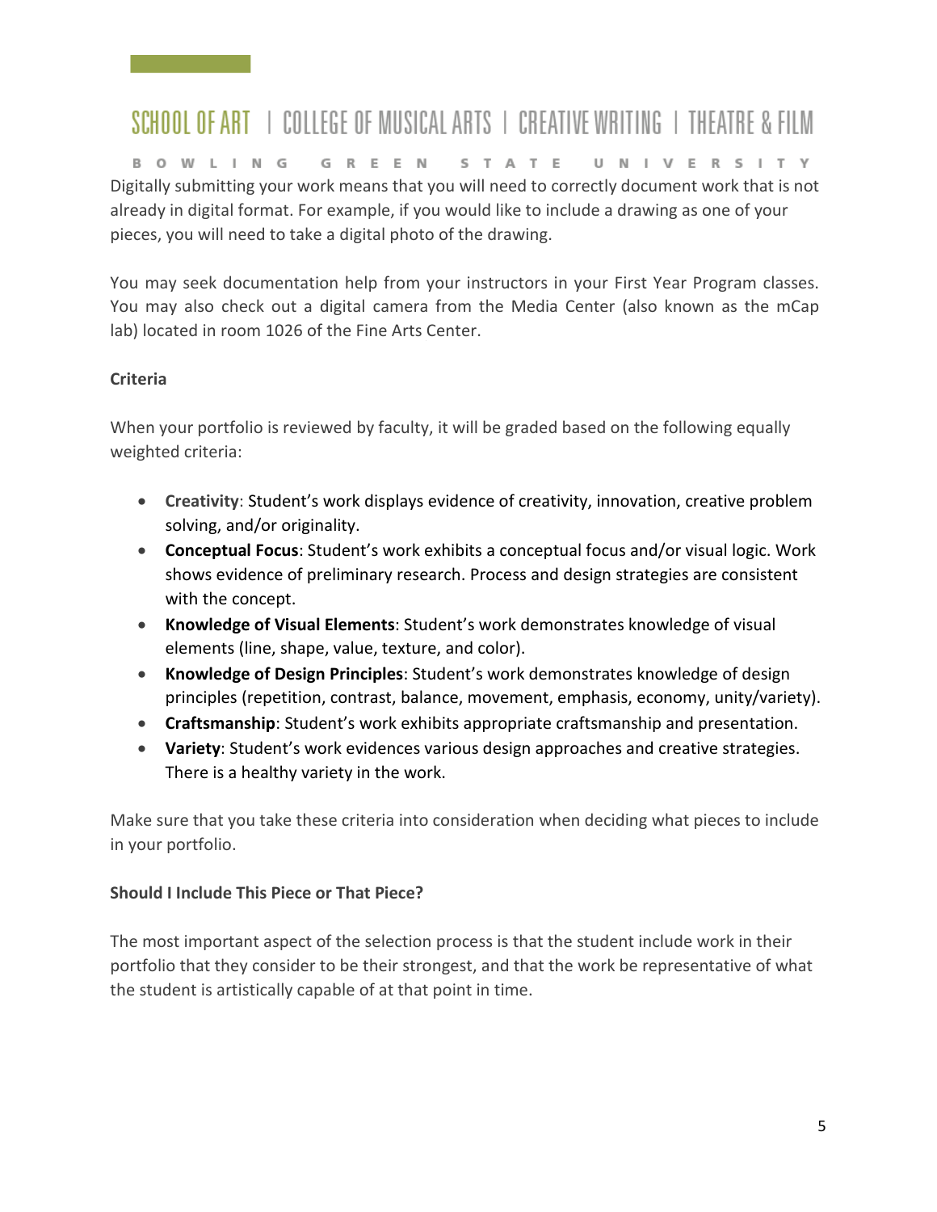Digitally submitting your work means that you will need to correctly document work that is not already in digital format. For example, if you would like to include a drawing as one of your pieces, you will need to take a digital photo of the drawing.

You may seek documentation help from your instructors in your First Year Program classes. You may also check out a digital camera from the Media Center (also known as the mCap lab) located in room 1026 of the Fine Arts Center.

**Criteria**

When your portfolio is reviewed by faculty, it will be graded based on the following equally weighted criteria:

- **Creativity**: Student's work displays evidence of creativity, innovation, creative problem solving, and/or originality.
- **Conceptual Focus**: Student's work exhibits a conceptual focus and/or visual logic. Work shows evidence of preliminary research. Process and design strategies are consistent with the concept.
- **Knowledge of Visual Elements**: Student's work demonstrates knowledge of visual elements (line, shape, value, texture, and color).
- **Knowledge of Design Principles**: Student's work demonstrates knowledge of design principles (repetition, contrast, balance, movement, emphasis, economy, unity/variety).
- **Craftsmanship**: Student's work exhibits appropriate craftsmanship and presentation.
- **Variety**: Student's work evidences various design approaches and creative strategies. There is a healthy variety in the work.

Make sure that you take these criteria into consideration when deciding what pieces to include in your portfolio.

**Should I Include This Piece or That Piece?**

The most important aspect of the selection process is that the student include work in their portfolio that they consider to be their strongest, and that the work be representative of what the student is artistically capable of at that point in time.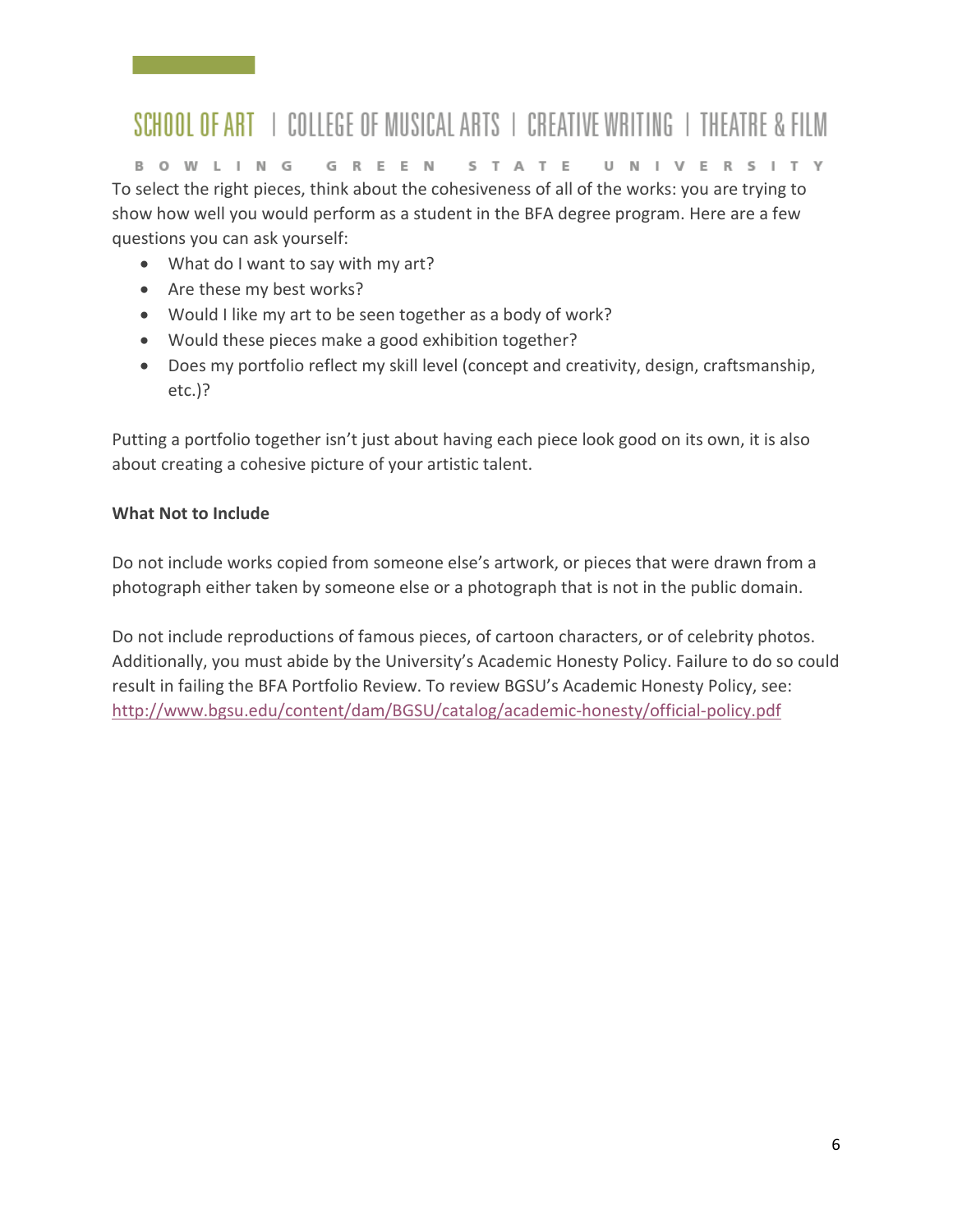To select the right pieces, think about the cohesiveness of all of the works: you are trying to show how well you would perform as a student in the BFA degree program. Here are a few questions you can ask yourself:

- What do I want to say with my art?
- Are these my best works?
- Would I like my art to be seen together as a body of work?
- Would these pieces make a good exhibition together?
- Does my portfolio reflect my skill level (concept and creativity, design, craftsmanship, etc.)?

Putting a portfolio together isn't just about having each piece look good on its own, it is also about creating a cohesive picture of your artistic talent.

**What Not to Include**

Do not include works copied from someone else's artwork, or pieces that were drawn from a photograph either taken by someone else or a photograph that is not in the public domain.

Do not include reproductions of famous pieces, of cartoon characters, or of celebrity photos. Additionally, you must abide by the University's Academic Honesty Policy. Failure to do so could result in failing the BFA Portfolio Review. To review BGSU's Academic Honesty Policy, see: http://www.bgsu.edu/content/dam/BGSU/catalog/academic-honesty/official-policy.pdf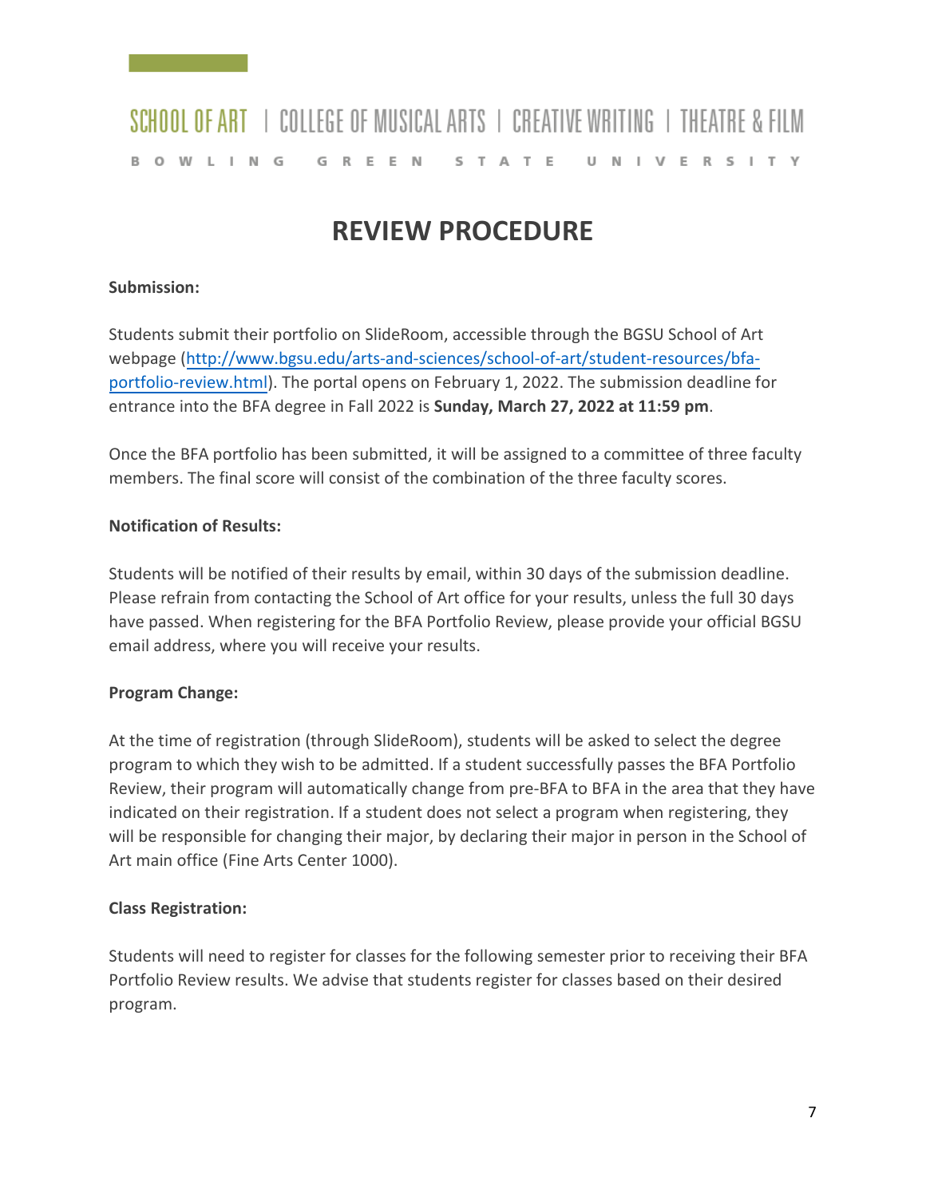# REVIEW PROCEDURE

**Submission:**

Students submit their portfolio on SlideRoom, accessible through the BGSU School of Art webpage (http://www.bgsu.edu/arts-and-sciences/school-of-art/student-resources/bfa-portfolio-review.html). The portal opens on February 1, 2022. The submission deadline for entrance into the BFA degree in Fall 2022 is **Sunday, March 27, 2022 at 11:59 pm**.

Once the BFA portfolio has been submitted, it will be assigned to a committee of three faculty members. The final score will consist of the combination of the three faculty scores.

**Notification of Results:**

Students will be notified of their results by email, within 30 days of the submission deadline. Please refrain from contacting the School of Art office for your results, unless the full 30 days have passed. When registering for the BFA Portfolio Review, please provide your official BGSU email address, where you will receive your results.

**Program Change:**

At the time of registration (through SlideRoom), students will be asked to select the degree program to which they wish to be admitted. If a student successfully passes the BFA Portfolio Review, their program will automatically change from pre-BFA to BFA in the area that they have indicated on their registration. If a student does not select a program when registering, they will be responsible for changing their major, by declaring their major in person in the School of Art main office (Fine Arts Center 1000).

**Class Registration:**

Students will need to register for classes for the following semester prior to receiving their BFA Portfolio Review results. We advise that students register for classes based on their desired program.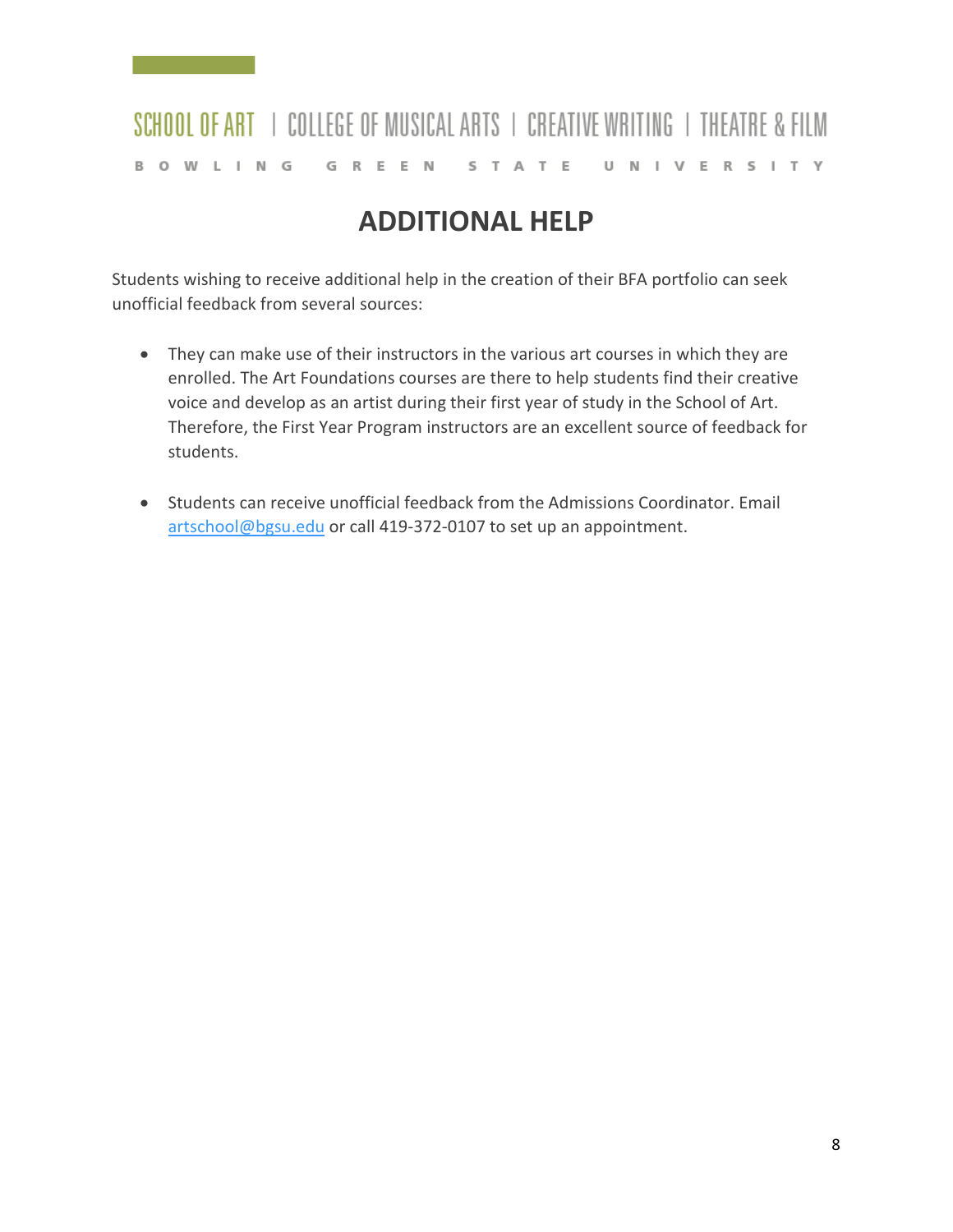# ADDITIONAL HELP

Students wishing to receive additional help in the creation of their BFA portfolio can seek unofficial feedback from several sources:

- They can make use of their instructors in the various art courses in which they are enrolled. The Art Foundations courses are there to help students find their creative voice and develop as an artist during their first year of study in the School of Art. Therefore, the First Year Program instructors are an excellent source of feedback for students.

- Students can receive unofficial feedback from the Admissions Coordinator. Email artschool@bgsu.edu or call 419-372-0107 to set up an appointment.